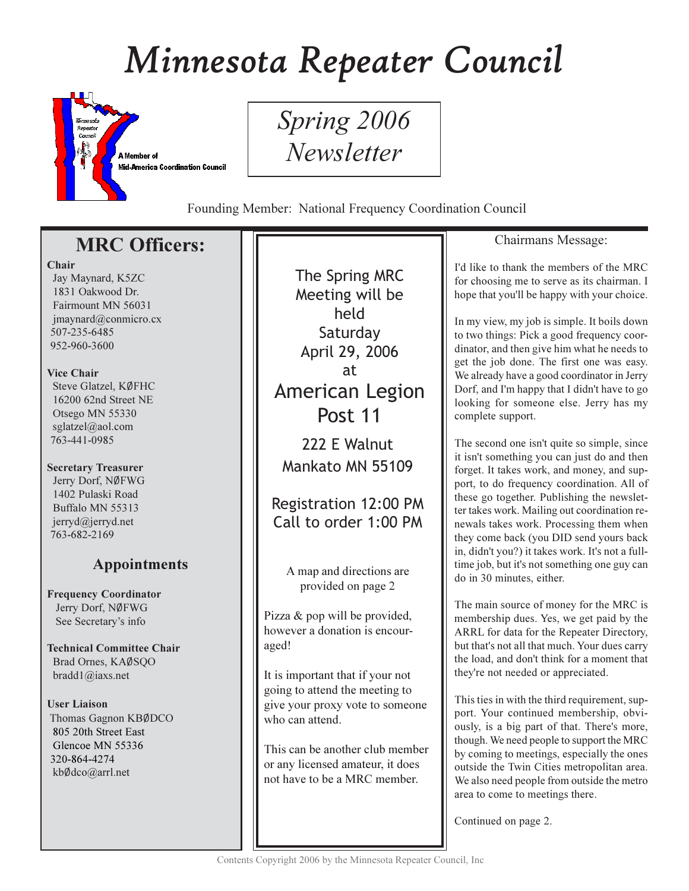# Minnesota Repeater Council

A Member of Mid-America Coordination Council

## Spring 2006 Newsletter

Founding Member: National Frequency Coordination Council

## MRC Officers:

**Chair**
Jay Maynard, K5ZC
1831 Oakwood Dr.
Fairmount MN 56031
jmaynard@conmicro.cx
507-235-6485
952-960-3600

**Vice Chair**
Steve Glatzel, KØFHC
16200 62nd Street NE
Otsego MN 55330
sglatzel@aol.com
763-441-0985

**Secretary Treasurer**
Jerry Dorf, NØFWG
1402 Pulaski Road
Buffalo MN 55313
jerryd@jerryd.net
763-682-2169

### Appointments

**Frequency Coordinator**
Jerry Dorf, NØFWG
See Secretary's info

**Technical Committee Chair**
Brad Ornes, KAØSQO
bradd1@iaxs.net

**User Liaison**
Thomas Gagnon KBØDCO
805 20th Street East
Glencoe MN 55336
320-864-4274
kbØdco@arrl.net

The Spring MRC Meeting will be held Saturday April 29, 2006 at

**American Legion Post 11**

222 E Walnut
Mankato MN 55109

Registration 12:00 PM
Call to order 1:00 PM

A map and directions are provided on page 2

Pizza & pop will be provided, however a donation is encouraged!

It is important that if your not going to attend the meeting to give your proxy vote to someone who can attend.

This can be another club member or any licensed amateur, it does not have to be a MRC member.

## Chairmans Message:

I'd like to thank the members of the MRC for choosing me to serve as its chairman. I hope that you'll be happy with your choice.

In my view, my job is simple. It boils down to two things: Pick a good frequency coordinator, and then give him what he needs to get the job done. The first one was easy. We already have a good coordinator in Jerry Dorf, and I'm happy that I didn't have to go looking for someone else. Jerry has my complete support.

The second one isn't quite so simple, since it isn't something you can just do and then forget. It takes work, and money, and support, to do frequency coordination. All of these go together. Publishing the newsletter takes work. Mailing out coordination renewals takes work. Processing them when they come back (you DID send yours back in, didn't you?) it takes work. It's not a full-time job, but it's not something one guy can do in 30 minutes, either.

The main source of money for the MRC is membership dues. Yes, we get paid by the ARRL for data for the Repeater Directory, but that's not all that much. Your dues carry the load, and don't think for a moment that they're not needed or appreciated.

This ties in with the third requirement, support. Your continued membership, obviously, is a big part of that. There's more, though. We need people to support the MRC by coming to meetings, especially the ones outside the Twin Cities metropolitan area. We also need people from outside the metro area to come to meetings there.

Continued on page 2.

Contents Copyright 2006 by the Minnesota Repeater Council, Inc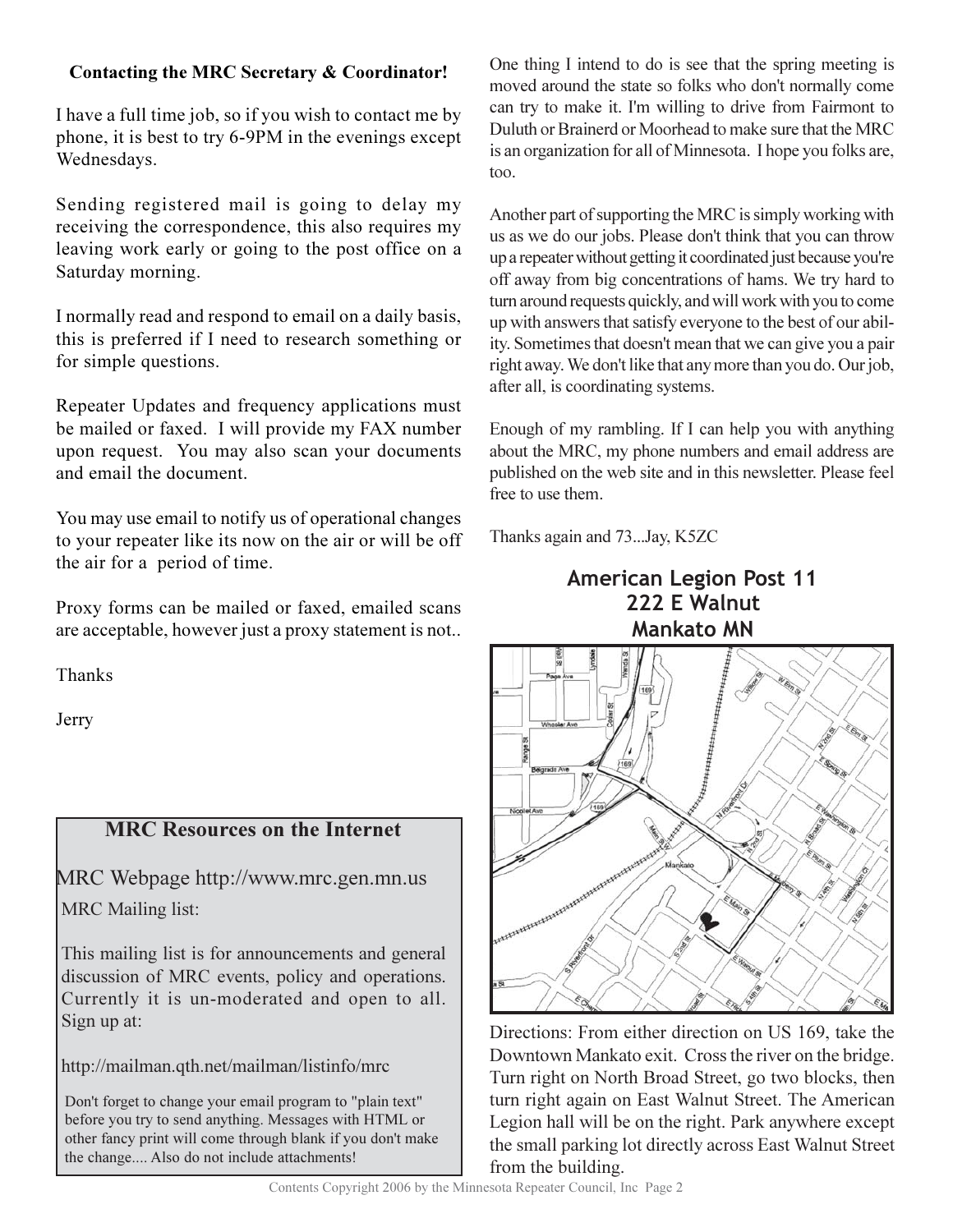**Contacting the MRC Secretary & Coordinator!**

I have a full time job, so if you wish to contact me by phone, it is best to try 6-9PM in the evenings except Wednesdays.

Sending registered mail is going to delay my receiving the correspondence, this also requires my leaving work early or going to the post office on a Saturday morning.

I normally read and respond to email on a daily basis, this is preferred if I need to research something or for simple questions.

Repeater Updates and frequency applications must be mailed or faxed. I will provide my FAX number upon request. You may also scan your documents and email the document.

You may use email to notify us of operational changes to your repeater like its now on the air or will be off the air for a period of time.

Proxy forms can be mailed or faxed, emailed scans are acceptable, however just a proxy statement is not..

Thanks

Jerry

## MRC Resources on the Internet

MRC Webpage http://www.mrc.gen.mn.us

MRC Mailing list:

This mailing list is for announcements and general discussion of MRC events, policy and operations. Currently it is un-moderated and open to all. Sign up at:

http://mailman.qth.net/mailman/listinfo/mrc

Don't forget to change your email program to "plain text" before you try to send anything. Messages with HTML or other fancy print will come through blank if you don't make the change.... Also do not include attachments!

One thing I intend to do is see that the spring meeting is moved around the state so folks who don't normally come can try to make it. I'm willing to drive from Fairmont to Duluth or Brainerd or Moorhead to make sure that the MRC is an organization for all of Minnesota. I hope you folks are, too.

Another part of supporting the MRC is simply working with us as we do our jobs. Please don't think that you can throw up a repeater without getting it coordinated just because you're off away from big concentrations of hams. We try hard to turn around requests quickly, and will work with you to come up with answers that satisfy everyone to the best of our ability. Sometimes that doesn't mean that we can give you a pair right away. We don't like that any more than you do. Our job, after all, is coordinating systems.

Enough of my rambling. If I can help you with anything about the MRC, my phone numbers and email address are published on the web site and in this newsletter. Please feel free to use them.

Thanks again and 73...Jay, K5ZC

## American Legion Post 11
## 222 E Walnut
## Mankato MN

Directions: From either direction on US 169, take the Downtown Mankato exit. Cross the river on the bridge. Turn right on North Broad Street, go two blocks, then turn right again on East Walnut Street. The American Legion hall will be on the right. Park anywhere except the small parking lot directly across East Walnut Street from the building.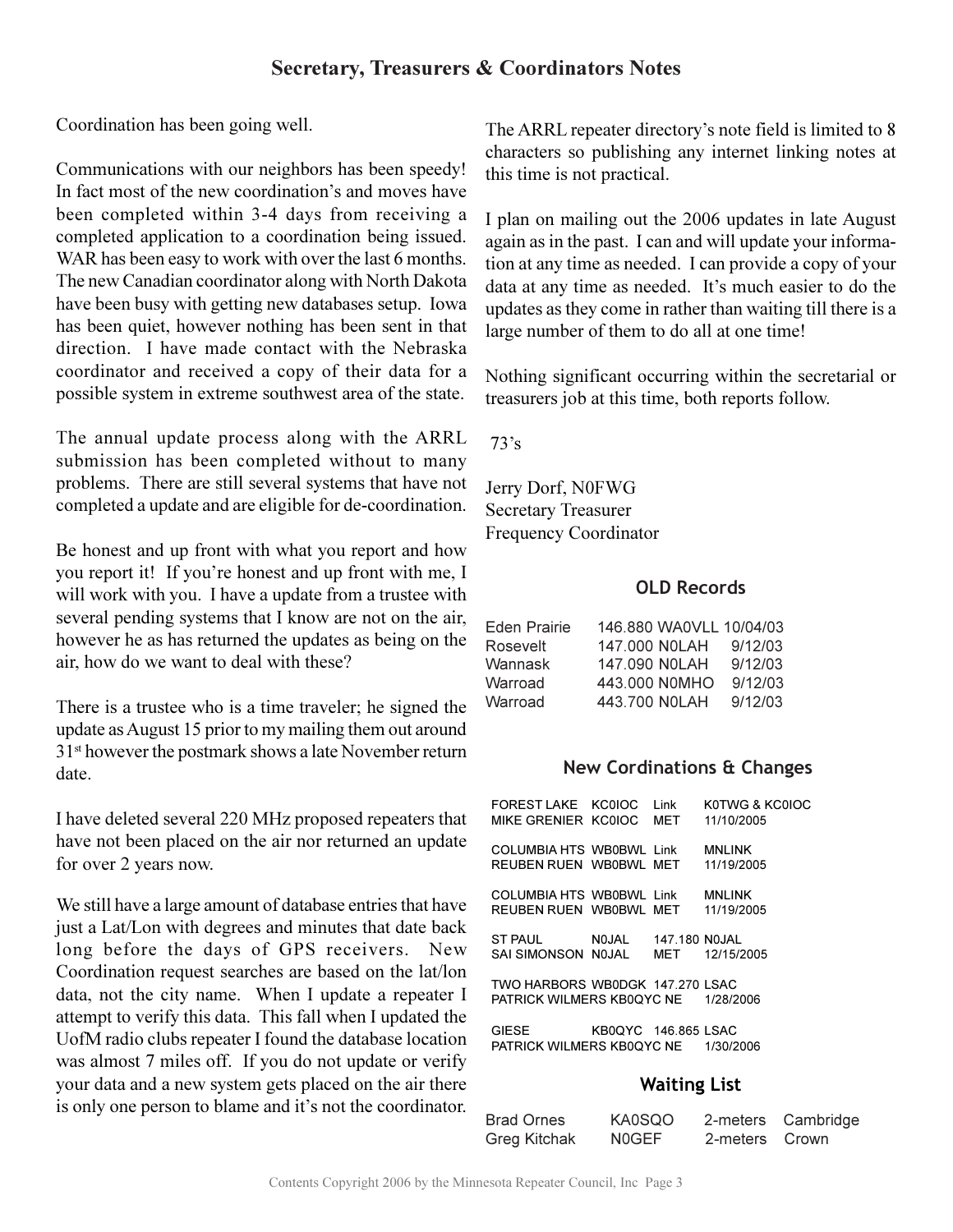## Secretary, Treasurers & Coordinators Notes

Coordination has been going well.

Communications with our neighbors has been speedy! In fact most of the new coordination's and moves have been completed within 3-4 days from receiving a completed application to a coordination being issued. WAR has been easy to work with over the last 6 months. The new Canadian coordinator along with North Dakota have been busy with getting new databases setup. Iowa has been quiet, however nothing has been sent in that direction. I have made contact with the Nebraska coordinator and received a copy of their data for a possible system in extreme southwest area of the state.

The annual update process along with the ARRL submission has been completed without to many problems. There are still several systems that have not completed a update and are eligible for de-coordination.

Be honest and up front with what you report and how you report it! If you're honest and up front with me, I will work with you. I have a update from a trustee with several pending systems that I know are not on the air, however he as has returned the updates as being on the air, how do we want to deal with these?

There is a trustee who is a time traveler; he signed the update as August 15 prior to my mailing them out around 31st however the postmark shows a late November return date.

I have deleted several 220 MHz proposed repeaters that have not been placed on the air nor returned an update for over 2 years now.

We still have a large amount of database entries that have just a Lat/Lon with degrees and minutes that date back long before the days of GPS receivers. New Coordination request searches are based on the lat/lon data, not the city name. When I update a repeater I attempt to verify this data. This fall when I updated the UofM radio clubs repeater I found the database location was almost 7 miles off. If you do not update or verify your data and a new system gets placed on the air there is only one person to blame and it's not the coordinator.

The ARRL repeater directory's note field is limited to 8 characters so publishing any internet linking notes at this time is not practical.

I plan on mailing out the 2006 updates in late August again as in the past. I can and will update your information at any time as needed. I can provide a copy of your data at any time as needed. It's much easier to do the updates as they come in rather than waiting till there is a large number of them to do all at one time!

Nothing significant occurring within the secretarial or treasurers job at this time, both reports follow.

73's

Jerry Dorf, N0FWG
Secretary Treasurer
Frequency Coordinator

### OLD Records

| | | | |
|---|---|---|---|
| Eden Prairie | 146.880 | WA0VLL | 10/04/03 |
| Rosevelt | 147.000 | N0LAH | 9/12/03 |
| Wannask | 147.090 | N0LAH | 9/12/03 |
| Warroad | 443.000 | N0MHO | 9/12/03 |
| Warroad | 443.700 | N0LAH | 9/12/03 |

### New Cordinations & Changes

| | | | |
|---|---|---|---|
| FOREST LAKE | KC0IOC | Link | K0TWG & KC0IOC |
| MIKE GRENIER | KC0IOC | MET | 11/10/2005 |
| COLUMBIA HTS | WB0BWL | Link | MNLINK |
| REUBEN RUEN | WB0BWL | MET | 11/19/2005 |
| COLUMBIA HTS | WB0BWL | Link | MNLINK |
| REUBEN RUEN | WB0BWL | MET | 11/19/2005 |
| ST PAUL | N0JAL | 147.180 | N0JAL |
| SAI SIMONSON | N0JAL | MET | 12/15/2005 |
| TWO HARBORS | WB0DGK | 147.270 | LSAC |
| PATRICK WILMERS | KB0QYC | NE | 1/28/2006 |
| GIESE | KB0QYC | 146.865 | LSAC |
| PATRICK WILMERS | KB0QYC | NE | 1/30/2006 |

### Waiting List

| | | | |
|---|---|---|---|
| Brad Ornes | KA0SQO | 2-meters | Cambridge |
| Greg Kitchak | N0GEF | 2-meters | Crown |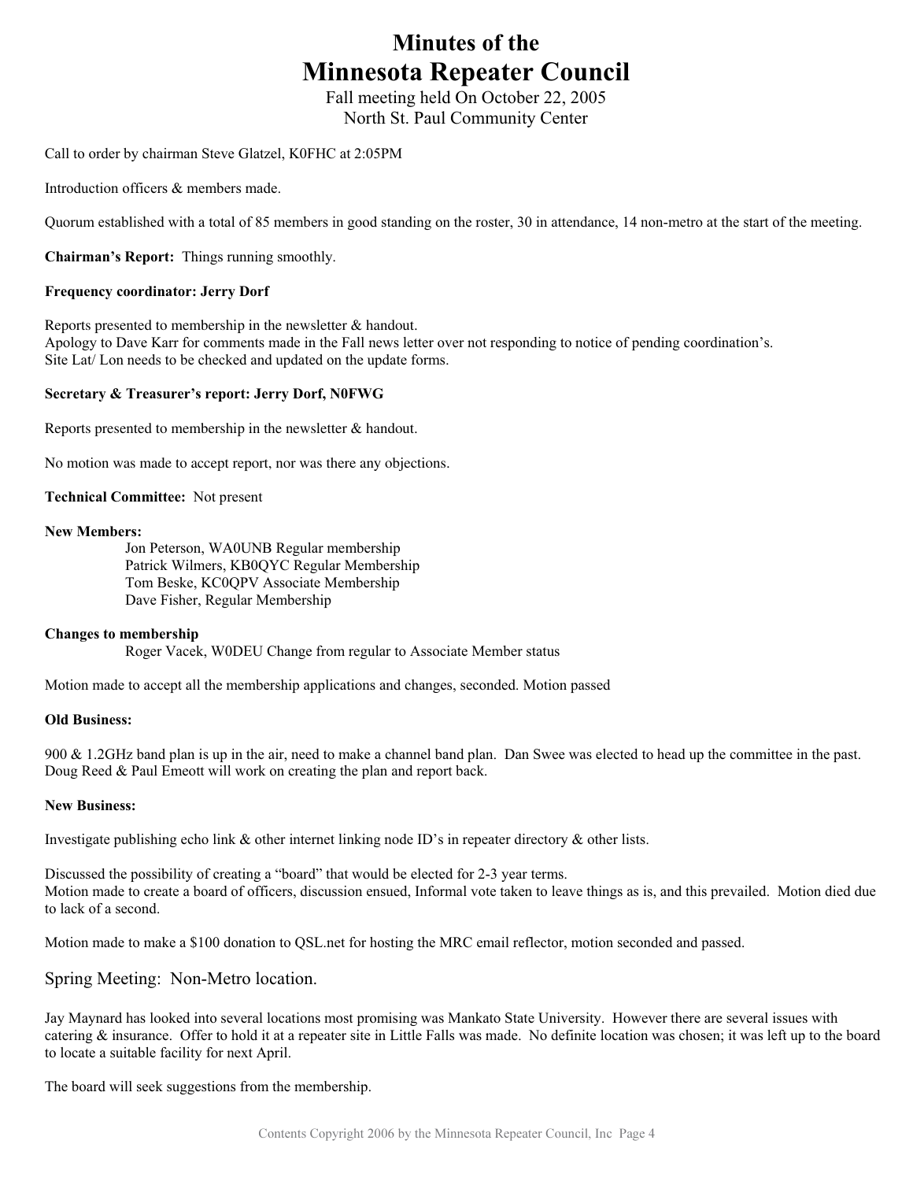# Minutes of the Minnesota Repeater Council

Fall meeting held On October 22, 2005
North St. Paul Community Center

Call to order by chairman Steve Glatzel, K0FHC at 2:05PM

Introduction officers & members made.

Quorum established with a total of 85 members in good standing on the roster, 30 in attendance, 14 non-metro at the start of the meeting.

**Chairman's Report:** Things running smoothly.

**Frequency coordinator: Jerry Dorf**

Reports presented to membership in the newsletter & handout.
Apology to Dave Karr for comments made in the Fall news letter over not responding to notice of pending coordination's.
Site Lat/ Lon needs to be checked and updated on the update forms.

**Secretary & Treasurer's report: Jerry Dorf, N0FWG**

Reports presented to membership in the newsletter & handout.

No motion was made to accept report, nor was there any objections.

**Technical Committee:** Not present

**New Members:**

Jon Peterson, WA0UNB Regular membership
Patrick Wilmers, KB0QYC Regular Membership
Tom Beske, KC0QPV Associate Membership
Dave Fisher, Regular Membership

**Changes to membership**

Roger Vacek, W0DEU Change from regular to Associate Member status

Motion made to accept all the membership applications and changes, seconded. Motion passed

**Old Business:**

900 & 1.2GHz band plan is up in the air, need to make a channel band plan. Dan Swee was elected to head up the committee in the past. Doug Reed & Paul Emeott will work on creating the plan and report back.

**New Business:**

Investigate publishing echo link & other internet linking node ID's in repeater directory & other lists.

Discussed the possibility of creating a "board" that would be elected for 2-3 year terms.
Motion made to create a board of officers, discussion ensued, Informal vote taken to leave things as is, and this prevailed. Motion died due to lack of a second.

Motion made to make a $100 donation to QSL.net for hosting the MRC email reflector, motion seconded and passed.

## Spring Meeting: Non-Metro location.

Jay Maynard has looked into several locations most promising was Mankato State University. However there are several issues with catering & insurance. Offer to hold it at a repeater site in Little Falls was made. No definite location was chosen; it was left up to the board to locate a suitable facility for next April.

The board will seek suggestions from the membership.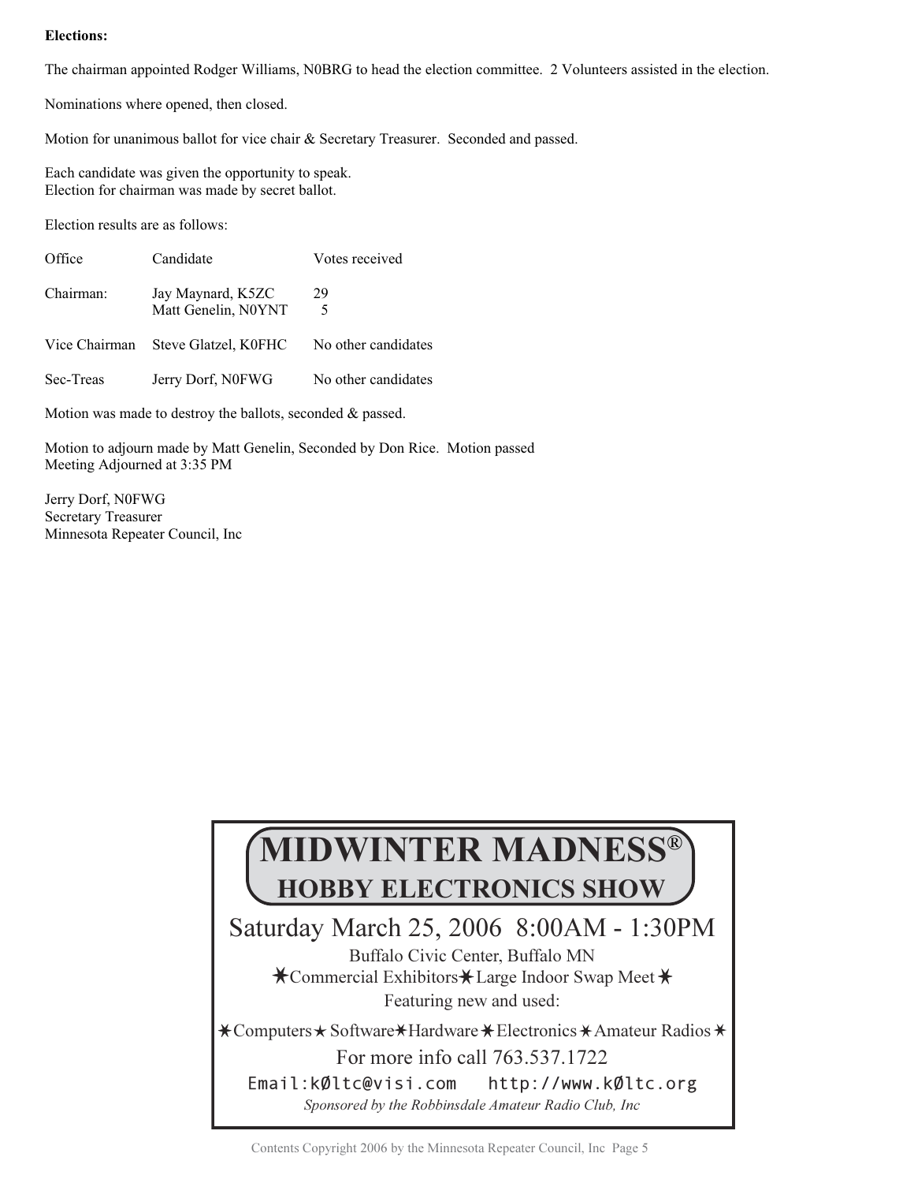**Elections:**

The chairman appointed Rodger Williams, N0BRG to head the election committee. 2 Volunteers assisted in the election.

Nominations where opened, then closed.

Motion for unanimous ballot for vice chair & Secretary Treasurer. Seconded and passed.

Each candidate was given the opportunity to speak.
Election for chairman was made by secret ballot.

Election results are as follows:

| Office | Candidate | Votes received |
|---|---|---|
| Chairman: | Jay Maynard, K5ZC | 29 |
| | Matt Genelin, N0YNT | 5 |
| Vice Chairman | Steve Glatzel, K0FHC | No other candidates |
| Sec-Treas | Jerry Dorf, N0FWG | No other candidates |

Motion was made to destroy the ballots, seconded & passed.

Motion to adjourn made by Matt Genelin, Seconded by Don Rice. Motion passed
Meeting Adjourned at 3:35 PM

Jerry Dorf, N0FWG
Secretary Treasurer
Minnesota Repeater Council, Inc

# MIDWINTER MADNESS®
## HOBBY ELECTRONICS SHOW

Saturday March 25, 2006 8:00AM - 1:30PM

Buffalo Civic Center, Buffalo MN

✶Commercial Exhibitors✶Large Indoor Swap Meet✶

Featuring new and used:

✶Computers★ Software✶Hardware✶Electronics✶Amateur Radios✶

For more info call 763.537.1722

Email:kØltc@visi.com http://www.kØltc.org

*Sponsored by the Robbinsdale Amateur Radio Club, Inc*

Contents Copyright 2006 by the Minnesota Repeater Council, Inc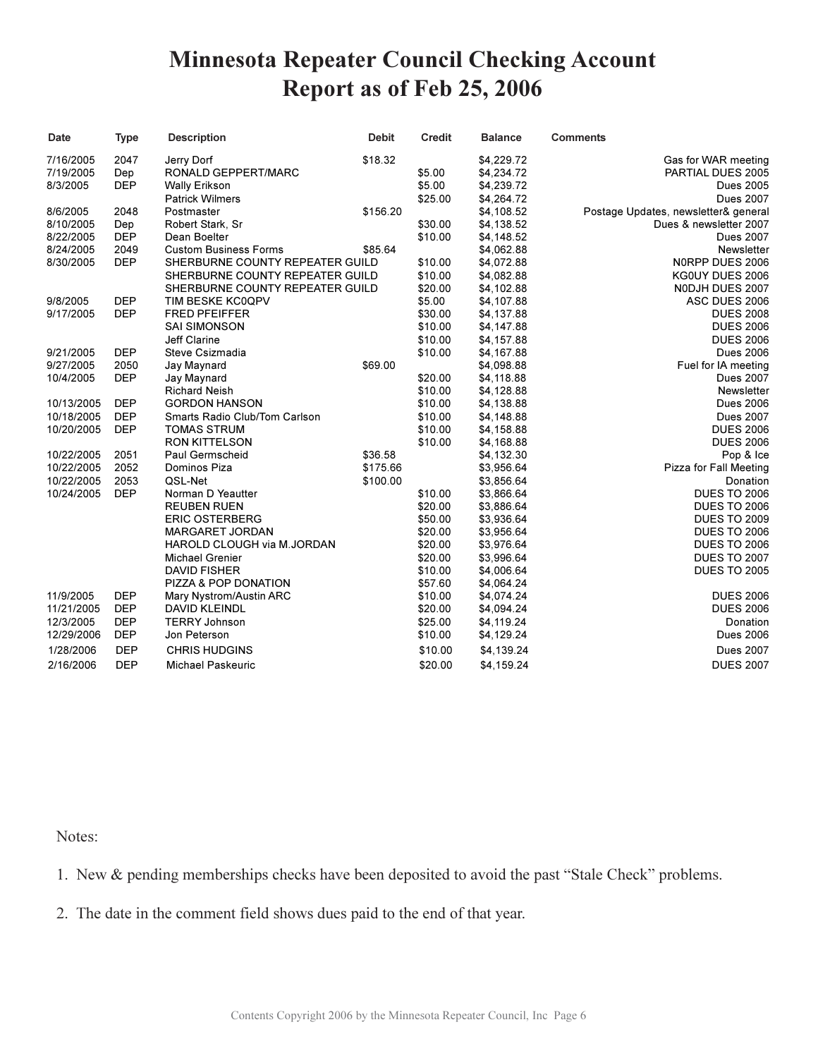# Minnesota Repeater Council Checking Account Report as of Feb 25, 2006

| Date | Type | Description | Debit | Credit | Balance | Comments |
|---|---|---|---|---|---|---|
| 7/16/2005 | 2047 | Jerry Dorf | $18.32 | | $4,229.72 | Gas for WAR meeting |
| 7/19/2005 | Dep | RONALD GEPPERT/MARC | | $5.00 | $4,234.72 | PARTIAL DUES 2005 |
| 8/3/2005 | DEP | Wally Erikson | | $5.00 | $4,239.72 | Dues 2005 |
| | | Patrick Wilmers | | $25.00 | $4,264.72 | Dues 2007 |
| 8/6/2005 | 2048 | Postmaster | $156.20 | | $4,108.52 | Postage Updates, newsletter& general |
| 8/10/2005 | Dep | Robert Stark, Sr | | $30.00 | $4,138.52 | Dues & newsletter 2007 |
| 8/22/2005 | DEP | Dean Boelter | | $10.00 | $4,148.52 | Dues 2007 |
| 8/24/2005 | 2049 | Custom Business Forms | $85.64 | | $4,062.88 | Newsletter |
| 8/30/2005 | DEP | SHERBURNE COUNTY REPEATER GUILD | | $10.00 | $4,072.88 | N0RPP DUES 2006 |
| | | SHERBURNE COUNTY REPEATER GUILD | | $10.00 | $4,082.88 | KG0UY DUES 2006 |
| | | SHERBURNE COUNTY REPEATER GUILD | | $20.00 | $4,102.88 | N0DJH DUES 2007 |
| 9/8/2005 | DEP | TIM BESKE KC0QPV | | $5.00 | $4,107.88 | ASC DUES 2006 |
| 9/17/2005 | DEP | FRED PFEIFFER | | $30.00 | $4,137.88 | DUES 2008 |
| | | SAI SIMONSON | | $10.00 | $4,147.88 | DUES 2006 |
| | | Jeff Clarine | | $10.00 | $4,157.88 | DUES 2006 |
| 9/21/2005 | DEP | Steve Csizmadia | | $10.00 | $4,167.88 | Dues 2006 |
| 9/27/2005 | 2050 | Jay Maynard | $69.00 | | $4,098.88 | Fuel for IA meeting |
| 10/4/2005 | DEP | Jay Maynard | | $20.00 | $4,118.88 | Dues 2007 |
| | | Richard Neish | | $10.00 | $4,128.88 | Newsletter |
| 10/13/2005 | DEP | GORDON HANSON | | $10.00 | $4,138.88 | Dues 2006 |
| 10/18/2005 | DEP | Smarts Radio Club/Tom Carlson | | $10.00 | $4,148.88 | Dues 2007 |
| 10/20/2005 | DEP | TOMAS STRUM | | $10.00 | $4,158.88 | DUES 2006 |
| | | RON KITTELSON | | $10.00 | $4,168.88 | DUES 2006 |
| 10/22/2005 | 2051 | Paul Germscheid | $36.58 | | $4,132.30 | Pop & Ice |
| 10/22/2005 | 2052 | Dominos Piza | $175.66 | | $3,956.64 | Pizza for Fall Meeting |
| 10/22/2005 | 2053 | QSL-Net | $100.00 | | $3,856.64 | Donation |
| 10/24/2005 | DEP | Norman D Yeautter | | $10.00 | $3,866.64 | DUES TO 2006 |
| | | REUBEN RUEN | | $20.00 | $3,886.64 | DUES TO 2006 |
| | | ERIC OSTERBERG | | $50.00 | $3,936.64 | DUES TO 2009 |
| | | MARGARET JORDAN | | $20.00 | $3,956.64 | DUES TO 2006 |
| | | HAROLD CLOUGH via M.JORDAN | | $20.00 | $3,976.64 | DUES TO 2006 |
| | | Michael Grenier | | $20.00 | $3,996.64 | DUES TO 2007 |
| | | DAVID FISHER | | $10.00 | $4,006.64 | DUES TO 2005 |
| | | PIZZA & POP DONATION | | $57.60 | $4,064.24 | |
| 11/9/2005 | DEP | Mary Nystrom/Austin ARC | | $10.00 | $4,074.24 | DUES 2006 |
| 11/21/2005 | DEP | DAVID KLEINDL | | $20.00 | $4,094.24 | DUES 2006 |
| 12/3/2005 | DEP | TERRY Johnson | | $25.00 | $4,119.24 | Donation |
| 12/29/2006 | DEP | Jon Peterson | | $10.00 | $4,129.24 | Dues 2006 |
| 1/28/2006 | DEP | CHRIS HUDGINS | | $10.00 | $4,139.24 | Dues 2007 |
| 2/16/2006 | DEP | Michael Paskeuric | | $20.00 | $4,159.24 | DUES 2007 |

Notes:

1. New & pending memberships checks have been deposited to avoid the past “Stale Check” problems.
2. The date in the comment field shows dues paid to the end of that year.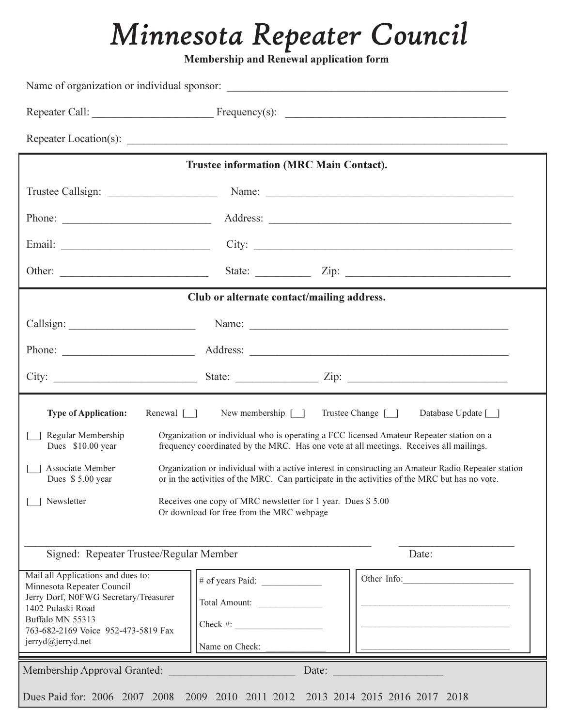# Minnesota Repeater Council

**Membership and Renewal application form**

Name of organization or individual sponsor: ______________________________________________

Repeater Call: ____________________ Frequency(s): ____________________________________

Repeater Location(s): ______________________________________________________________

**Trustee information (MRC Main Contact).**

Trustee Callsign: __________________ Name: __________________________________________

Phone: ________________________ Address: __________________________________________

Email: ________________________ City: ______________________________________________

Other: ________________________ State: _________ Zip: __________________________

**Club or alternate contact/mailing address.**

Callsign: ____________________ Name: ______________________________________________

Phone: ______________________ Address: ____________________________________________

City: _______________________ State: _____________ Zip: __________________________

**Type of Application:** Renewal [__] New membership [__] Trustee Change [__] Database Update [__]

[__] Regular Membership
Dues $10.00 year
Organization or individual who is operating a FCC licensed Amateur Repeater station on a frequency coordinated by the MRC. Has one vote at all meetings. Receives all mailings.

[__] Associate Member
Dues $ 5.00 year
Organization or individual with a active interest in constructing an Amateur Radio Repeater station or in the activities of the MRC. Can participate in the activities of the MRC but has no vote.

[__] Newsletter
Receives one copy of MRC newsletter for 1 year. Dues $ 5.00
Or download for free from the MRC webpage

_____________________________________________________________ ____________________

Signed: Repeater Trustee/Regular Member Date:

Mail all Applications and dues to:
Minnesota Repeater Council
Jerry Dorf, N0FWG Secretary/Treasurer
1402 Pulaski Road
Buffalo MN 55313
763-682-2169 Voice 952-473-5819 Fax
jerryd@jerryd.net

# of years Paid: ___________

Total Amount: ____________

Check #: ________________

Name on Check: ___________

Other Info: ______________________

________________________________

________________________________

________________________________

Membership Approval Granted: ______________________ Date: ___________________

Dues Paid for: 2006 2007 2008 2009 2010 2011 2012 2013 2014 2015 2016 2017 2018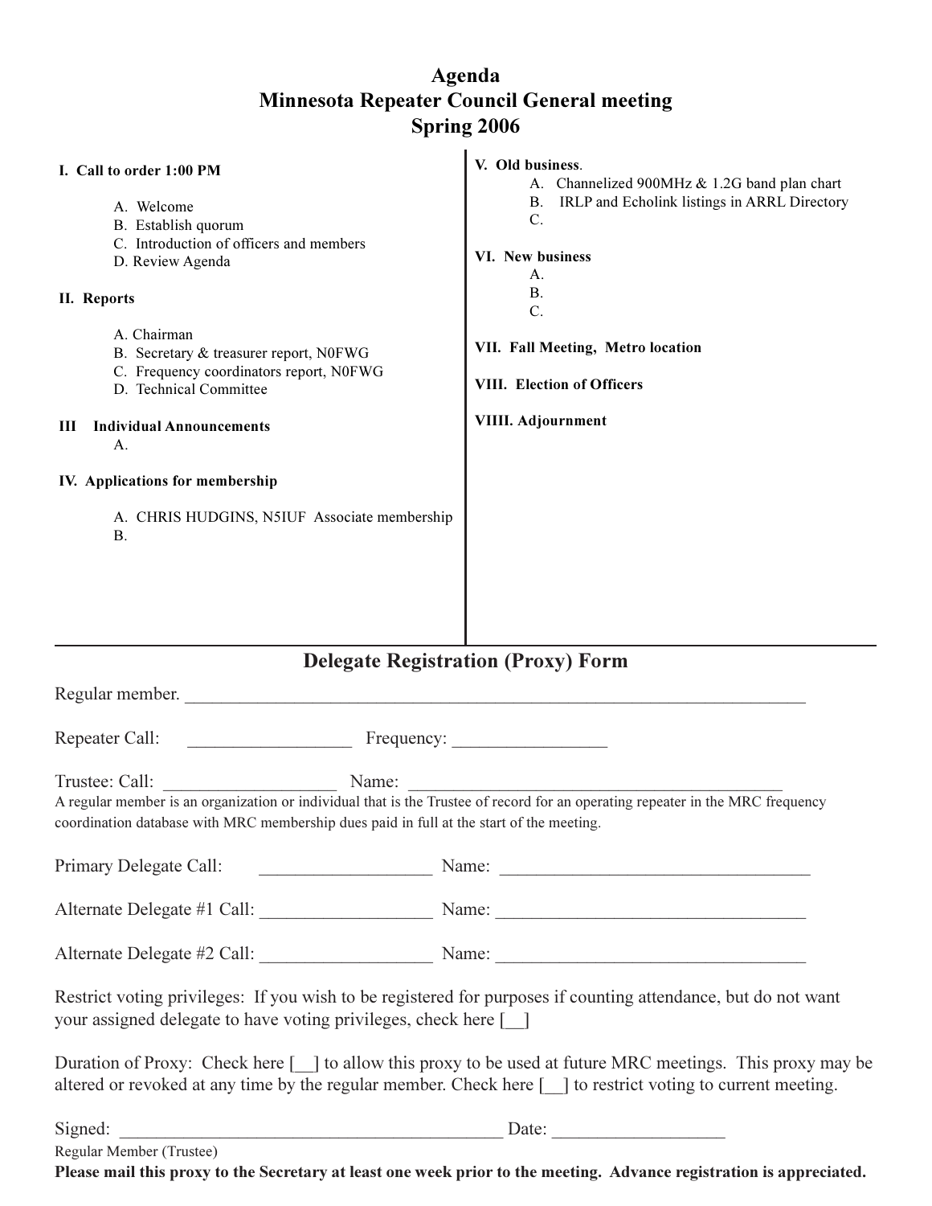# Agenda
# Minnesota Repeater Council General meeting
# Spring 2006

**I. Call to order 1:00 PM**

A. Welcome
B. Establish quorum
C. Introduction of officers and members
D. Review Agenda

**II. Reports**

A. Chairman
B. Secretary & treasurer report, N0FWG
C. Frequency coordinators report, N0FWG
D. Technical Committee

**III Individual Announcements**

A.

**IV. Applications for membership**

A. CHRIS HUDGINS, N5IUF Associate membership
B.

**V. Old business**.

A. Channelized 900MHz & 1.2G band plan chart
B. IRLP and Echolink listings in ARRL Directory
C.

**VI. New business**

A.
B.
C.

**VII. Fall Meeting, Metro location**

**VIII. Election of Officers**

**VIIII. Adjournment**

## Delegate Registration (Proxy) Form

Regular member. ______________________________________________________________________

Repeater Call: __________________ Frequency: ________________

Trustee: Call: __________________ Name: __________________________________________

A regular member is an organization or individual that is the Trustee of record for an operating repeater in the MRC frequency coordination database with MRC membership dues paid in full at the start of the meeting.

Primary Delegate Call: __________________ Name: __________________________________

Alternate Delegate #1 Call: __________________ Name: __________________________________

Alternate Delegate #2 Call: __________________ Name: __________________________________

Restrict voting privileges: If you wish to be registered for purposes if counting attendance, but do not want your assigned delegate to have voting privileges, check here [__]

Duration of Proxy: Check here [__] to allow this proxy to be used at future MRC meetings. This proxy may be altered or revoked at any time by the regular member. Check here [__] to restrict voting to current meeting.

Signed: __________________________________________ Date: __________________

Regular Member (Trustee)

**Please mail this proxy to the Secretary at least one week prior to the meeting. Advance registration is appreciated.**